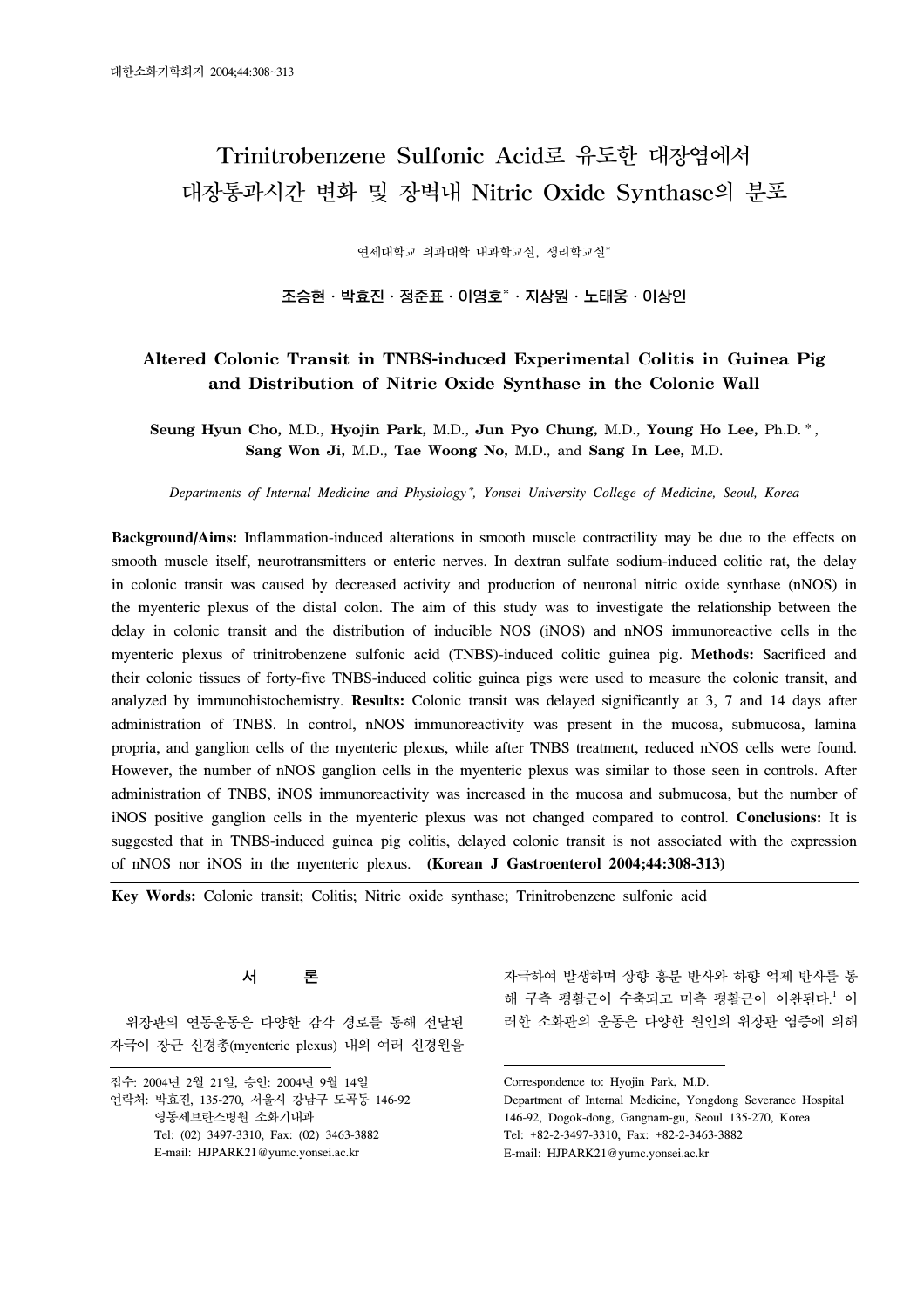# Trinitrobenzene Sulfonic Acid로 유도한 대장염에서 대장통과시간 변화 및 장벽내 Nitric Oxide Synthase의 분포

연세대학교 의과대학 내과학교실, 생리학교실*

**조승현 · 박효진 · 정준표 · 이영호* · 지상원 · 노태웅 · 이상인**

## Altered Colonic Transit in TNBS-induced Experimental Colitis in Guinea Pig and Distribution of Nitric Oxide Synthase in the Colonic Wall

**Seung Hyun Cho,** M.D., **Hyojin Park,** M.D., **Jun Pyo Chung,** M.D., **Young Ho Lee,** Ph.D.*, **Sang Won Ji,** M.D., **Tae Woong No,** M.D., and **Sang In Lee,** M.D.

*Departments of Internal Medicine and Physiology*, Yonsei University College of Medicine, Seoul, Korea*

**Background/Aims:** Inflammation-induced alterations in smooth muscle contractility may be due to the effects on smooth muscle itself, neurotransmitters or enteric nerves. In dextran sulfate sodium-induced colitic rat, the delay in colonic transit was caused by decreased activity and production of neuronal nitric oxide synthase (nNOS) in the myenteric plexus of the distal colon. The aim of this study was to investigate the relationship between the delay in colonic transit and the distribution of inducible NOS (iNOS) and nNOS immunoreactive cells in the myenteric plexus of trinitrobenzene sulfonic acid (TNBS)-induced colitic guinea pig. **Methods:** Sacrificed and their colonic tissues of forty-five TNBS-induced colitic guinea pigs were used to measure the colonic transit, and analyzed by immunohistochemistry. **Results:** Colonic transit was delayed significantly at 3, 7 and 14 days after administration of TNBS. In control, nNOS immunoreactivity was present in the mucosa, submucosa, lamina propria, and ganglion cells of the myenteric plexus, while after TNBS treatment, reduced nNOS cells were found. However, the number of nNOS ganglion cells in the myenteric plexus was similar to those seen in controls. After administration of TNBS, iNOS immunoreactivity was increased in the mucosa and submucosa, but the number of iNOS positive ganglion cells in the myenteric plexus was not changed compared to control. **Conclusions:** It is suggested that in TNBS-induced guinea pig colitis, delayed colonic transit is not associated with the expression of nNOS nor iNOS in the myenteric plexus. **(Korean J Gastroenterol 2004;44:308-313)**

**Key Words:** Colonic transit; Colitis; Nitric oxide synthase; Trinitrobenzene sulfonic acid

## 서 론

위장관의 연동운동은 다양한 감각 경로를 통해 전달된 자극이 장근 신경총(myenteric plexus) 내의 여러 신경원을 자극하여 발생하며 상향 흥분 반사와 하향 억제 반사를 통해 구측 평활근이 수축되고 미측 평활근이 이완된다.[1] 이러한 소화관의 운동은 다양한 원인의 위장관 염증에 의해

---

접수: 2004년 2월 21일, 승인: 2004년 9월 14일
연락처: 박효진, 135-270, 서울시 강남구 도곡동 146-92
영동세브란스병원 소화기내과
Tel: (02) 3497-3310, Fax: (02) 3463-3882
E-mail: HJPARK21@yumc.yonsei.ac.kr

Correspondence to: Hyojin Park, M.D.
Department of Internal Medicine, Yongdong Severance Hospital
146-92, Dogok-dong, Gangnam-gu, Seoul 135-270, Korea
Tel: +82-2-3497-3310, Fax: +82-2-3463-3882
E-mail: HJPARK21@yumc.yonsei.ac.kr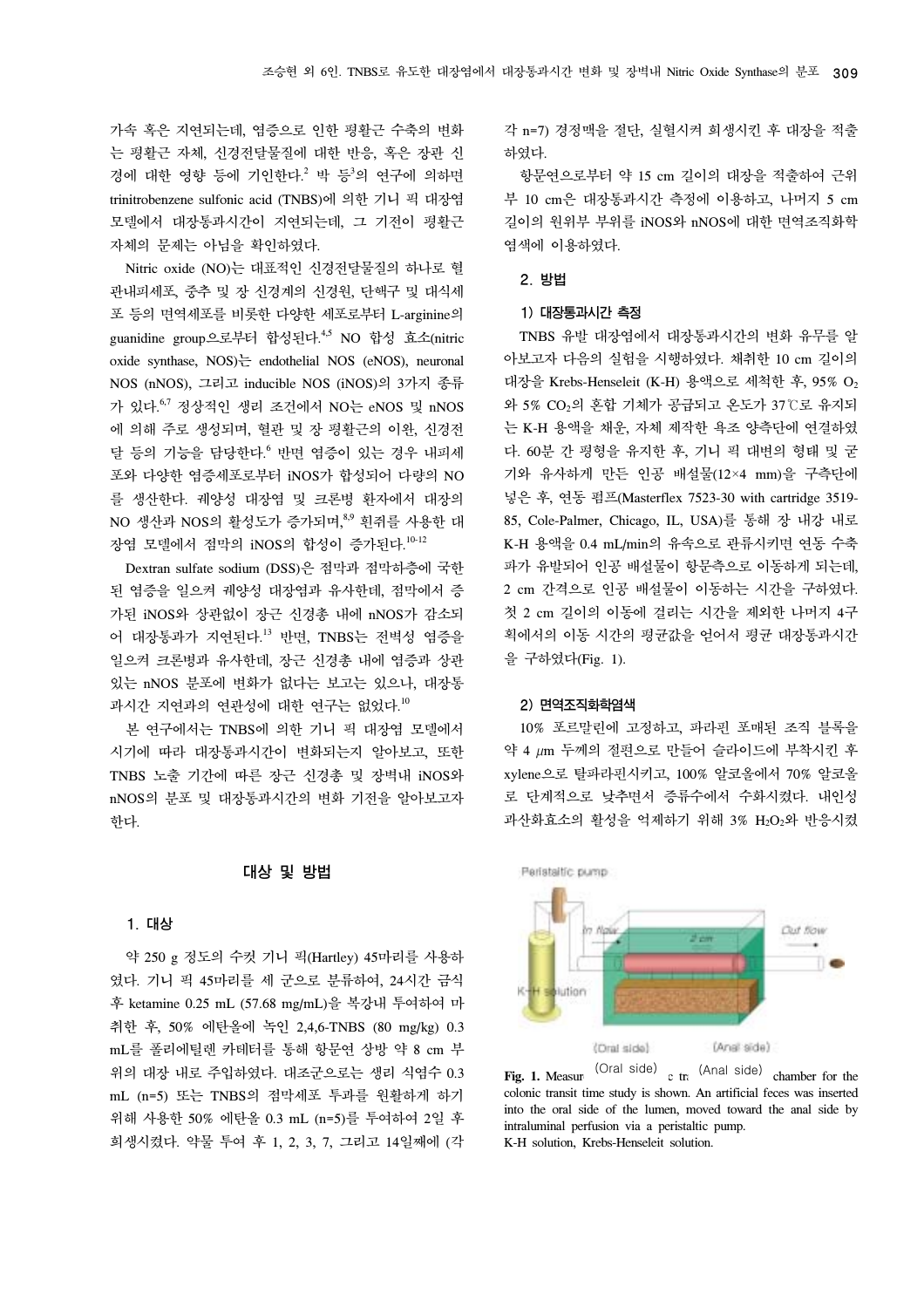가속 혹은 지연되는데, 염증으로 인한 평활근 수축의 변화는 평활근 자체, 신경전달물질에 대한 반응, 혹은 장관 신경에 대한 영향 등에 기인한다.[2] 박 등[3]의 연구에 의하면 trinitrobenzene sulfonic acid (TNBS)에 의한 기니 픽 대장염 모델에서 대장통과시간이 지연되는데, 그 기전이 평활근 자체의 문제는 아님을 확인하였다.

Nitric oxide (NO)는 대표적인 신경전달물질의 하나로 혈관내피세포, 중추 및 장 신경계의 신경원, 단핵구 및 대식세포 등의 면역세포를 비롯한 다양한 세포로부터 L-arginine의 guanidine group으로부터 합성된다.[4,5] NO 합성 효소(nitric oxide synthase, NOS)는 endothelial NOS (eNOS), neuronal NOS (nNOS), 그리고 inducible NOS (iNOS)의 3가지 종류가 있다.[6,7] 정상적인 생리 조건에서 NO는 eNOS 및 nNOS에 의해 주로 생성되며, 혈관 및 장 평활근의 이완, 신경전달 등의 기능을 담당한다.[6] 반면 염증이 있는 경우 내피세포와 다양한 염증세포로부터 iNOS가 합성되어 다량의 NO를 생산한다. 궤양성 대장염 및 크론병 환자에서 대장의 NO 생산과 NOS의 활성도가 증가되며,[8,9] 흰쥐를 사용한 대장염 모델에서 점막의 iNOS의 합성이 증가된다.[10-12]

Dextran sulfate sodium (DSS)은 점막과 점막하층에 국한된 염증을 일으켜 궤양성 대장염과 유사한데, 점막에서 증가된 iNOS와 상관없이 장근 신경총 내에 nNOS가 감소되어 대장통과가 지연된다.[13] 반면, TNBS는 전벽성 염증을 일으켜 크론병과 유사한데, 장근 신경총 내에 염증과 상관있는 nNOS 분포에 변화가 없다는 보고는 있으나, 대장통과시간 지연과의 연관성에 대한 연구는 없었다.[10]

본 연구에서는 TNBS에 의한 기니 픽 대장염 모델에서 시기에 따라 대장통과시간이 변화되는지 알아보고, 또한 TNBS 노출 기간에 따른 장근 신경총 및 장벽내 iNOS와 nNOS의 분포 및 대장통과시간의 변화 기전을 알아보고자 한다.

## 대상 및 방법

### 1. 대상

약 250 g 정도의 수컷 기니 픽(Hartley) 45마리를 사용하였다. 기니 픽 45마리를 세 군으로 분류하여, 24시간 금식 후 ketamine 0.25 mL (57.68 mg/mL)을 복강내 투여하여 마취한 후, 50% 에탄올에 녹인 2,4,6-TNBS (80 mg/kg) 0.3 mL를 폴리에틸렌 카테터를 통해 항문연 상방 약 8 cm 부위의 대장 내로 주입하였다. 대조군으로는 생리 식염수 0.3 mL (n=5) 또는 TNBS의 점막세포 투과를 원활하게 하기 위해 사용한 50% 에탄올 0.3 mL (n=5)를 투여하여 2일 후 희생시켰다. 약물 투여 후 1, 2, 3, 7, 그리고 14일째에 (각 n=7) 경정맥을 절단, 실혈시켜 희생시킨 후 대장을 적출하였다.

항문연으로부터 약 15 cm 길이의 대장을 적출하여 근위부 10 cm은 대장통과시간 측정에 이용하고, 나머지 5 cm 길이의 원위부 부위를 iNOS와 nNOS에 대한 면역조직화학염색에 이용하였다.

### 2. 방법

#### 1) 대장통과시간 측정

TNBS 유발 대장염에서 대장통과시간의 변화 유무를 알아보고자 다음의 실험을 시행하였다. 채취한 10 cm 길이의 대장을 Krebs-Henseleit (K-H) 용액으로 세척한 후, 95% $O_2$와 5% $CO_2$의 혼합 기체가 공급되고 온도가 37℃로 유지되는 K-H 용액을 채운, 자체 제작한 욕조 양측단에 연결하였다. 60분 간 평형을 유지한 후, 기니 픽 대변의 형태 및 굳기와 유사하게 만든 인공 배설물(12×4 mm)을 구측단에 넣은 후, 연동 펌프(Masterflex 7523-30 with cartridge 3519-85, Cole-Palmer, Chicago, IL, USA)를 통해 장 내강 내로 K-H 용액을 0.4 mL/min의 유속으로 관류시키면 연동 수축파가 유발되어 인공 배설물이 항문측으로 이동하게 되는데, 2 cm 간격으로 인공 배설물이 이동하는 시간을 구하였다. 첫 2 cm 길이의 이동에 걸리는 시간을 제외한 나머지 4구획에서의 이동 시간의 평균값을 얻어서 평균 대장통과시간을 구하였다(Fig. 1).

#### 2) 면역조직화학염색

10% 포르말린에 고정하고, 파라핀 포매된 조직 블록을 약 4 μm 두께의 절편으로 만들어 슬라이드에 부착시킨 후 xylene으로 탈파라핀시키고, 100% 알코올에서 70% 알코올로 단계적으로 낮추면서 증류수에서 수화시켰다. 내인성 과산화효소의 활성을 억제하기 위해 3% $H_2O_2$와 반응시켰

Fig. 1. Measurement chamber for the colonic transit time study is shown. An artificial feces was inserted into the oral side of the lumen, moved toward the anal side by intraluminal perfusion via a peristaltic pump.
K-H solution, Krebs-Henseleit solution.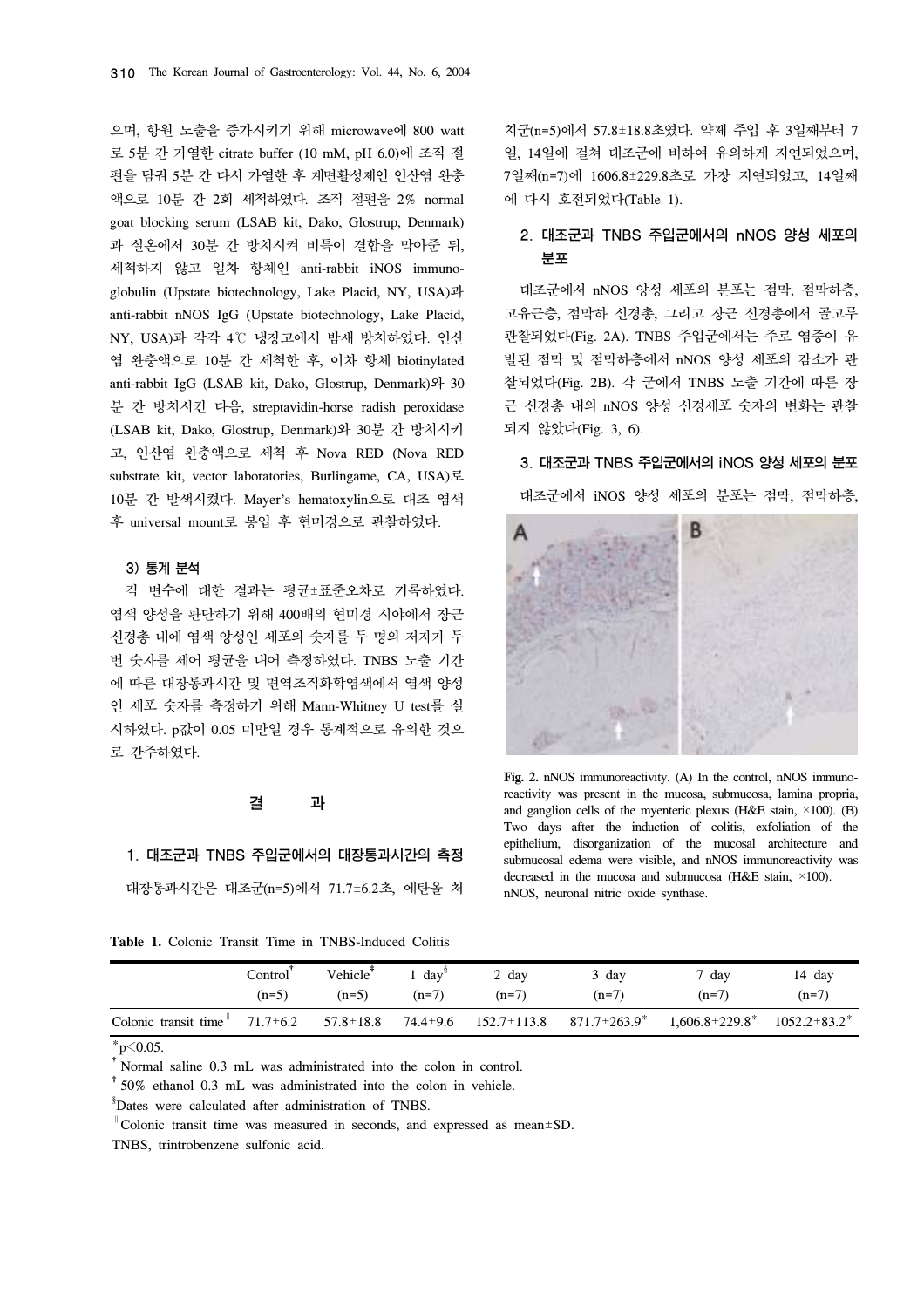으며, 항원 노출을 증가시키기 위해 microwave에 800 watt로 5분 간 가열한 citrate buffer (10 mM, pH 6.0)에 조직 절편을 담궈 5분 간 다시 가열한 후 계면활성제인 인산염 완충액으로 10분 간 2회 세척하였다. 조직 절편을 2% normal goat blocking serum (LSAB kit, Dako, Glostrup, Denmark)과 실온에서 30분 간 방치시켜 비특이 결합을 막아준 뒤, 세척하지 않고 일차 항체인 anti-rabbit iNOS immunoglobulin (Upstate biotechnology, Lake Placid, NY, USA)과 anti-rabbit nNOS IgG (Upstate biotechnology, Lake Placid, NY, USA)과 각각 4℃ 냉장고에서 밤새 방치하였다. 인산염 완충액으로 10분 간 세척한 후, 이차 항체 biotinylated anti-rabbit IgG (LSAB kit, Dako, Glostrup, Denmark)와 30분 간 방치시킨 다음, streptavidin-horse radish peroxidase (LSAB kit, Dako, Glostrup, Denmark)와 30분 간 방치시키고, 인산염 완충액으로 세척 후 Nova RED (Nova RED substrate kit, vector laboratories, Burlingame, CA, USA)로 10분 간 발색시켰다. Mayer's hematoxylin으로 대조 염색 후 universal mount로 봉입 후 현미경으로 관찰하였다.

### 3) 통계 분석

각 변수에 대한 결과는 평균±표준오차로 기록하였다. 염색 양성을 판단하기 위해 400배의 현미경 시야에서 장근 신경총 내에 염색 양성인 세포의 숫자를 두 명의 저자가 두 번 숫자를 세어 평균을 내어 측정하였다. TNBS 노출 기간에 따른 대장통과시간 및 면역조직화학염색에서 염색 양성인 세포 숫자를 측정하기 위해 Mann-Whitney U test를 실시하였다. p값이 0.05 미만일 경우 통계적으로 유의한 것으로 간주하였다.

## 결 과

### 1. 대조군과 TNBS 주입군에서의 대장통과시간의 측정

대장통과시간은 대조군(n=5)에서 71.7±6.2초, 에탄올 처치군(n=5)에서 57.8±18.8초였다. 약제 주입 후 3일째부터 7일, 14일에 걸쳐 대조군에 비하여 유의하게 지연되었으며, 7일째(n=7)에 1606.8±229.8초로 가장 지연되었고, 14일째에 다시 호전되었다(Table 1).

### 2. 대조군과 TNBS 주입군에서의 nNOS 양성 세포의 분포

대조군에서 nNOS 양성 세포의 분포는 점막, 점막하층, 고유근층, 점막하 신경총, 그리고 장근 신경총에서 골고루 관찰되었다(Fig. 2A). TNBS 주입군에서는 주로 염증이 유발된 점막 및 점막하층에서 nNOS 양성 세포의 감소가 관찰되었다(Fig. 2B). 각 군에서 TNBS 노출 기간에 따른 장근 신경총 내의 nNOS 양성 신경세포 숫자의 변화는 관찰되지 않았다(Fig. 3, 6).

### 3. 대조군과 TNBS 주입군에서의 iNOS 양성 세포의 분포

대조군에서 iNOS 양성 세포의 분포는 점막, 점막하층,

**Fig. 2.** nNOS immunoreactivity. (A) In the control, nNOS immunoreactivity was present in the mucosa, submucosa, lamina propria, and ganglion cells of the myenteric plexus (H&E stain, ×100). (B) Two days after the induction of colitis, exfoliation of the epithelium, disorganization of the mucosal architecture and submucosal edema were visible, and nNOS immunoreactivity was decreased in the mucosa and submucosa (H&E stain, ×100). nNOS, neuronal nitric oxide synthase.

**Table 1.** Colonic Transit Time in TNBS-Induced Colitis

| | Control† (n=5) | Vehicle‡ (n=5) | 1 day§ (n=7) | 2 day (n=7) | 3 day (n=7) | 7 day (n=7) | 14 day (n=7) |
|---|---|---|---|---|---|---|---|
| Colonic transit time‖ | 71.7±6.2 | 57.8±18.8 | 74.4±9.6 | 152.7±113.8 | 871.7±263.9* | 1,606.8±229.8* | 1052.2±83.2* |

*$p<0.05$.

† Normal saline 0.3 mL was administrated into the colon in control.

‡ 50% ethanol 0.3 mL was administrated into the colon in vehicle.

§ Dates were calculated after administration of TNBS.

‖ Colonic transit time was measured in seconds, and expressed as mean±SD.

TNBS, trintrobenzene sulfonic acid.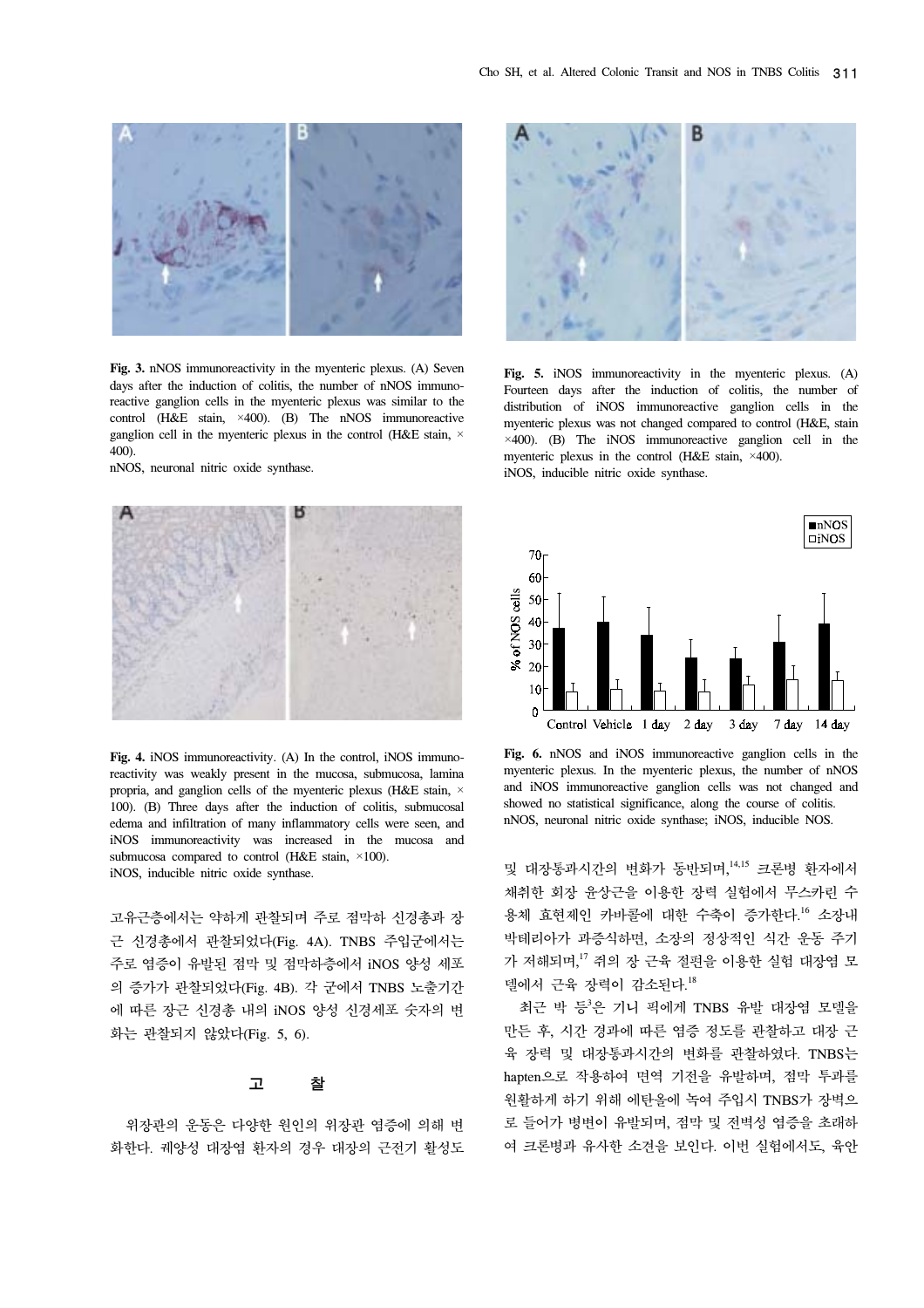**Fig. 3.** nNOS immunoreactivity in the myenteric plexus. (A) Seven days after the induction of colitis, the number of nNOS immunoreactive ganglion cells in the myenteric plexus was similar to the control (H&E stain, ×400). (B) The nNOS immunoreactive ganglion cell in the myenteric plexus in the control (H&E stain, × 400).
nNOS, neuronal nitric oxide synthase.

**Fig. 4.** iNOS immunoreactivity. (A) In the control, iNOS immunoreactivity was weakly present in the mucosa, submucosa, lamina propria, and ganglion cells of the myenteric plexus (H&E stain, × 100). (B) Three days after the induction of colitis, submucosal edema and infiltration of many inflammatory cells were seen, and iNOS immunoreactivity was increased in the mucosa and submucosa compared to control (H&E stain, ×100).
iNOS, inducible nitric oxide synthase.

**Fig. 5.** iNOS immunoreactivity in the myenteric plexus. (A) Fourteen days after the induction of colitis, the number of distribution of iNOS immunoreactive ganglion cells in the myenteric plexus was not changed compared to control (H&E, stain ×400). (B) The iNOS immunoreactive ganglion cell in the myenteric plexus in the control (H&E stain, ×400).
iNOS, inducible nitric oxide synthase.

**Fig. 6.** nNOS and iNOS immunoreactive ganglion cells in the myenteric plexus. In the myenteric plexus, the number of nNOS and iNOS immunoreactive ganglion cells was not changed and showed no statistical significance, along the course of colitis.
nNOS, neuronal nitric oxide synthase; iNOS, inducible NOS.

고유근층에서는 약하게 관찰되며 주로 점막하 신경총과 장근 신경총에서 관찰되었다(Fig. 4A). TNBS 주입군에서는 주로 염증이 유발된 점막 및 점막하층에서 iNOS 양성 세포의 증가가 관찰되었다(Fig. 4B). 각 군에서 TNBS 노출기간에 따른 장근 신경총 내의 iNOS 양성 신경세포 숫자의 변화는 관찰되지 않았다(Fig. 5, 6).

## 고 찰

위장관의 운동은 다양한 원인의 위장관 염증에 의해 변화한다. 궤양성 대장염 환자의 경우 대장의 근전기 활성도 및 대장통과시간의 변화가 동반되며,[14,15] 크론병 환자에서 채취한 회장 윤상근을 이용한 장력 실험에서 무스카린 수용체 효현제인 카바콜에 대한 수축이 증가한다.[16] 소장내 박테리아가 과증식하면, 소장의 정상적인 식간 운동 주기가 저해되며,[17] 쥐의 장 근육 절편을 이용한 실험 대장염 모델에서 근육 장력이 감소된다.[18]

최근 박 등[3]은 기니 픽에게 TNBS 유발 대장염 모델을 만든 후, 시간 경과에 따른 염증 정도를 관찰하고 대장 근육 장력 및 대장통과시간의 변화를 관찰하였다. TNBS는 hapten으로 작용하여 면역 기전을 유발하며, 점막 투과를 원활하게 하기 위해 에탄올에 녹여 주입시 TNBS가 장벽으로 들어가 병변이 유발되며, 점막 및 전벽성 염증을 초래하여 크론병과 유사한 소견을 보인다. 이번 실험에서도, 육안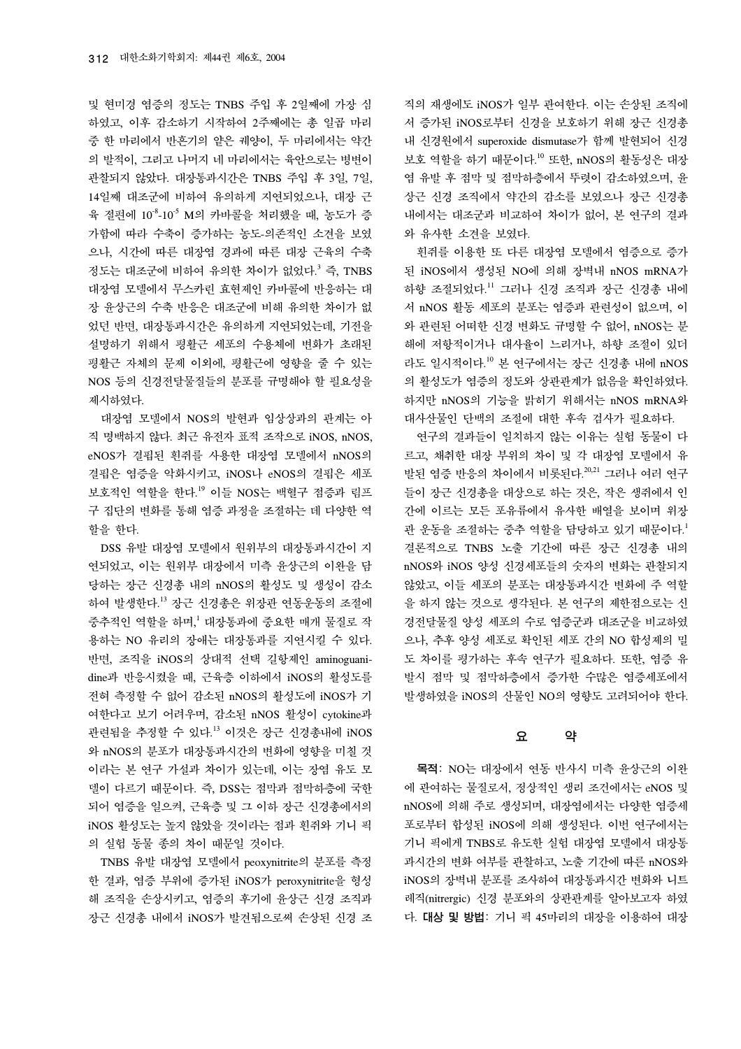및 현미경 염증의 정도는 TNBS 주입 후 2일째에 가장 심하였고, 이후 감소하기 시작하여 2주째에는 총 일곱 마리 중 한 마리에서 반흔기의 얕은 궤양이, 두 마리에서는 약간의 발적이, 그리고 나머지 네 마리에서는 육안으로는 병변이 관찰되지 않았다. 대장통과시간은 TNBS 주입 후 3일, 7일, 14일째 대조군에 비하여 유의하게 지연되었으나, 대장 근육 절편에 $10^{-8}$-$10^{-5}$ M의 카바콜을 처리했을 때, 농도가 증가함에 따라 수축이 증가하는 농도-의존적인 소견을 보였으나, 시간에 따른 대장염 경과에 따른 대장 근육의 수축 정도는 대조군에 비하여 유의한 차이가 없었다.[3] 즉, TNBS 대장염 모델에서 무스카린 효현제인 카바콜에 반응하는 대장 윤상근의 수축 반응은 대조군에 비해 유의한 차이가 없었던 반면, 대장통과시간은 유의하게 지연되었는데, 기전을 설명하기 위해서 평활근 세포의 수용체에 변화가 초래된 평활근 자체의 문제 이외에, 평활근에 영향을 줄 수 있는 NOS 등의 신경전달물질들의 분포를 규명해야 할 필요성을 제시하였다.

대장염 모델에서 NOS의 발현과 임상상과의 관계는 아직 명백하지 않다. 최근 유전자 표적 조작으로 iNOS, nNOS, eNOS가 결핍된 흰쥐를 사용한 대장염 모델에서 nNOS의 결핍은 염증을 악화시키고, iNOS나 eNOS의 결핍은 세포보호적인 역할을 한다.[19] 이들 NOS는 백혈구 접종과 림프구 집단의 변화를 통해 염증 과정을 조절하는 데 다양한 역할을 한다.

DSS 유발 대장염 모델에서 원위부의 대장통과시간이 지연되었고, 이는 원위부 대장에서 미측 윤상근의 이완을 담당하는 장근 신경총 내의 nNOS의 활성도 및 생성이 감소하여 발생한다.[13] 장근 신경총은 위장관 연동운동의 조절에 중추적인 역할을 하며,[1] 대장통과에 중요한 매개 물질로 작용하는 NO 유리의 장애는 대장통과를 지연시킬 수 있다. 반면, 조직을 iNOS의 상대적 선택 길항제인 aminoguanidine과 반응시켰을 때, 근육층 이하에서 iNOS의 활성도를 전혀 측정할 수 없어 감소된 nNOS의 활성도에 iNOS가 기여한다고 보기 어려우며, 감소된 nNOS 활성이 cytokine과 관련됨을 추정할 수 있다.[13] 이것은 장근 신경총내에 iNOS와 nNOS의 분포가 대장통과시간의 변화에 영향을 미칠 것이라는 본 연구 가설과 차이가 있는데, 이는 장염 유도 모델이 다르기 때문이다. 즉, DSS는 점막과 점막하층에 국한되어 염증을 일으켜, 근육층 및 그 이하 장근 신경총에서의 iNOS 활성도는 높지 않았을 것이라는 점과 흰쥐와 기니 픽의 실험 동물 종의 차이 때문일 것이다.

TNBS 유발 대장염 모델에서 peoxynitrite의 분포를 측정한 결과, 염증 부위에 증가된 iNOS가 peroxynitrite을 형성해 조직을 손상시키고, 염증의 후기에 윤상근 신경 조직과 장근 신경총 내에서 iNOS가 발견됨으로써 손상된 신경 조직의 재생에도 iNOS가 일부 관여한다. 이는 손상된 조직에서 증가된 iNOS로부터 신경을 보호하기 위해 장근 신경총 내 신경원에서 superoxide dismutase가 함께 발현되어 신경 보호 역할을 하기 때문이다.[10] 또한, nNOS의 활동성은 대장염 유발 후 점막 및 점막하층에서 뚜렷이 감소하였으며, 윤상근 신경 조직에서 약간의 감소를 보였으나 장근 신경총 내에서는 대조군과 비교하여 차이가 없어, 본 연구의 결과와 유사한 소견을 보였다.

흰쥐를 이용한 또 다른 대장염 모델에서 염증으로 증가된 iNOS에서 생성된 NO에 의해 장벽내 nNOS mRNA가 하향 조절되었다.[11] 그러나 신경 조직과 장근 신경총 내에서 nNOS 활동 세포의 분포는 염증과 관련성이 없으며, 이와 관련된 어떠한 신경 변화도 규명할 수 없어, nNOS는 분해에 저항적이거나 대사율이 느리거나, 하향 조절이 있더라도 일시적이다.[10] 본 연구에서는 장근 신경총 내에 nNOS의 활성도가 염증의 정도와 상관관계가 없음을 확인하였다. 하지만 nNOS의 기능을 밝히기 위해서는 nNOS mRNA와 대사산물인 단백의 조절에 대한 후속 검사가 필요하다.

연구의 결과들이 일치하지 않는 이유는 실험 동물이 다르고, 채취한 대장 부위의 차이 및 각 대장염 모델에서 유발된 염증 반응의 차이에서 비롯된다.[20,21] 그러나 여러 연구들이 장근 신경총을 대상으로 하는 것은, 작은 생쥐에서 인간에 이르는 모든 포유류에서 유사한 배열을 보이며 위장관 운동을 조절하는 중추 역할을 담당하고 있기 때문이다.[1] 결론적으로 TNBS 노출 기간에 따른 장근 신경총 내의 nNOS와 iNOS 양성 신경세포들의 숫자의 변화는 관찰되지 않았고, 이들 세포의 분포는 대장통과시간 변화에 주 역할을 하지 않는 것으로 생각된다. 본 연구의 제한점으로는 신경전달물질 양성 세포의 수로 염증군과 대조군을 비교하였으나, 추후 양성 세포로 확인된 세포 간의 NO 합성제의 밀도 차이를 평가하는 후속 연구가 필요하다. 또한, 염증 유발시 점막 및 점막하층에서 증가한 수많은 염증세포에서 발생하였을 iNOS의 산물인 NO의 영향도 고려되어야 한다.

## 요 약

**목적**: NO는 대장에서 연동 반사시 미측 윤상근의 이완에 관여하는 물질로서, 정상적인 생리 조건에서는 eNOS 및 nNOS에 의해 주로 생성되며, 대장염에서는 다양한 염증세포로부터 합성된 iNOS에 의해 생성된다. 이번 연구에서는 기니 픽에게 TNBS로 유도한 실험 대장염 모델에서 대장통과시간의 변화 여부를 관찰하고, 노출 기간에 따른 nNOS와 iNOS의 장벽내 분포를 조사하여 대장통과시간 변화와 니트레직(nitrergic) 신경 분포와의 상관관계를 알아보고자 하였다. **대상 및 방법**: 기니 픽 45마리의 대장을 이용하여 대장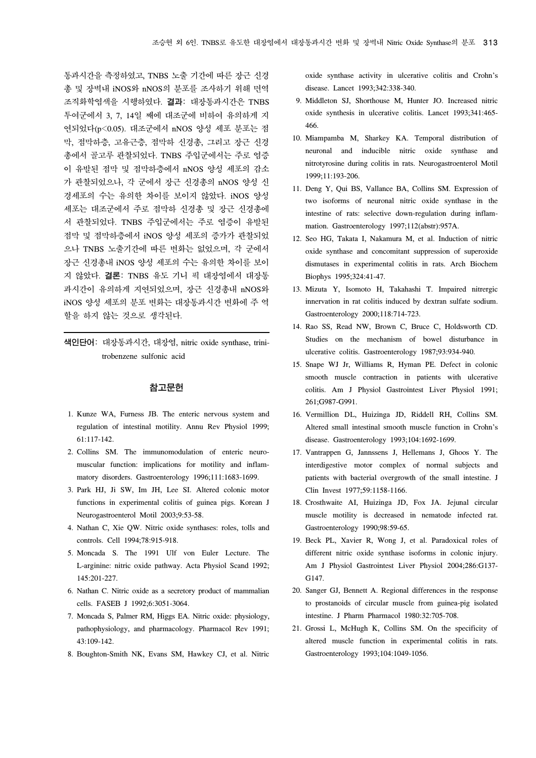통과시간을 측정하였고, TNBS 노출 기간에 따른 장근 신경총 및 장벽내 iNOS와 nNOS의 분포를 조사하기 위해 면역조직화학염색을 시행하였다. **결과**: 대장통과시간은 TNBS 투여군에서 3, 7, 14일 째에 대조군에 비하여 유의하게 지연되었다($p<0.05$). 대조군에서 nNOS 양성 세포 분포는 점막, 점막하층, 고유근층, 점막하 신경총, 그리고 장근 신경총에서 골고루 관찰되었다. TNBS 주입군에서는 주로 염증이 유발된 점막 및 점막하층에서 nNOS 양성 세포의 감소가 관찰되었으나, 각 군에서 장근 신경총의 nNOS 양성 신경세포의 수는 유의한 차이를 보이지 않았다. iNOS 양성 세포는 대조군에서 주로 점막하 신경총 및 장근 신경총에서 관찰되었다. TNBS 주입군에서는 주로 염증이 유발된 점막 및 점막하층에서 iNOS 양성 세포의 증가가 관찰되었으나 TNBS 노출기간에 따른 변화는 없었으며, 각 군에서 장근 신경총내 iNOS 양성 세포의 수는 유의한 차이를 보이지 않았다. **결론**: TNBS 유도 기니 픽 대장염에서 대장통과시간이 유의하게 지연되었으며, 장근 신경총내 nNOS와 iNOS 양성 세포의 분포 변화는 대장통과시간 변화에 주 역할을 하지 않는 것으로 생각된다.

**색인단어**: 대장통과시간, 대장염, nitric oxide synthase, trinitrobenzene sulfonic acid

## 참고문헌

1. Kunze WA, Furness JB. The enteric nervous system and regulation of intestinal motility. Annu Rev Physiol 1999;61:117-142.
2. Collins SM. The immunomodulation of enteric neuromuscular function: implications for motility and inflammatory disorders. Gastroenterology 1996;111:1683-1699.
3. Park HJ, Ji SW, Im JH, Lee SI. Altered colonic motor functions in experimental colitis of guinea pigs. Korean J Neurogastroenterol Motil 2003;9:53-58.
4. Nathan C, Xie QW. Nitric oxide synthases: roles, tolls and controls. Cell 1994;78:915-918.
5. Moncada S. The 1991 Ulf von Euler Lecture. The L-arginine: nitric oxide pathway. Acta Physiol Scand 1992;145:201-227.
6. Nathan C. Nitric oxide as a secretory product of mammalian cells. FASEB J 1992;6:3051-3064.
7. Moncada S, Palmer RM, Higgs EA. Nitric oxide: physiology, pathophysiology, and pharmacology. Pharmacol Rev 1991;43:109-142.
8. Boughton-Smith NK, Evans SM, Hawkey CJ, et al. Nitric oxide synthase activity in ulcerative colitis and Crohn's disease. Lancet 1993;342:338-340.
9. Middleton SJ, Shorthouse M, Hunter JO. Increased nitric oxide synthesis in ulcerative colitis. Lancet 1993;341:465-466.
10. Miampamba M, Sharkey KA. Temporal distribution of neuronal and inducible nitric oxide synthase and nitrotyrosine during colitis in rats. Neurogastroenterol Motil 1999;11:193-206.
11. Deng Y, Qui BS, Vallance BA, Collins SM. Expression of two isoforms of neuronal nitric oxide synthase in the intestine of rats: selective down-regulation during inflammation. Gastroenterology 1997;112(abstr):957A.
12. Seo HG, Takata I, Nakamura M, et al. Induction of nitric oxide synthase and concomitant suppression of superoxide dismutases in experimental colitis in rats. Arch Biochem Biophys 1995;324:41-47.
13. Mizuta Y, Isomoto H, Takahashi T. Impaired nitrergic innervation in rat colitis induced by dextran sulfate sodium. Gastroenterology 2000;118:714-723.
14. Rao SS, Read NW, Brown C, Bruce C, Holdsworth CD. Studies on the mechanism of bowel disturbance in ulcerative colitis. Gastroenterology 1987;93:934-940.
15. Snape WJ Jr, Williams R, Hyman PE. Defect in colonic smooth muscle contraction in patients with ulcerative colitis. Am J Physiol Gastrointest Liver Physiol 1991;261;G987-G991.
16. Vermillion DL, Huizinga JD, Riddell RH, Collins SM. Altered small intestinal smooth muscle function in Crohn's disease. Gastroenterology 1993;104:1692-1699.
17. Vantrappen G, Jannssens J, Hellemans J, Ghoos Y. The interdigestive motor complex of normal subjects and patients with bacterial overgrowth of the small intestine. J Clin Invest 1977;59:1158-1166.
18. Crosthwaite AI, Huizinga JD, Fox JA. Jejunal circular muscle motility is decreased in nematode infected rat. Gastroenterology 1990;98:59-65.
19. Beck PL, Xavier R, Wong J, et al. Paradoxical roles of different nitric oxide synthase isoforms in colonic injury. Am J Physiol Gastrointest Liver Physiol 2004;286:G137-G147.
20. Sanger GJ, Bennett A. Regional differences in the response to prostanoids of circular muscle from guinea-pig isolated intestine. J Pharm Pharmacol 1980:32:705-708.
21. Grossi L, McHugh K, Collins SM. On the specificity of altered muscle function in experimental colitis in rats. Gastroenterology 1993;104:1049-1056.